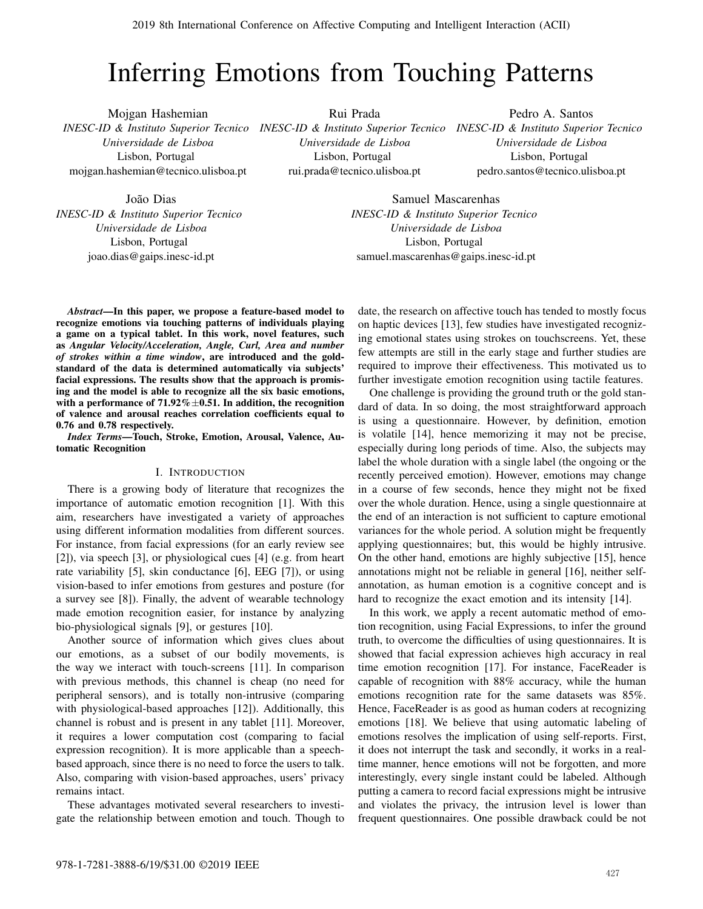// Inferring Emotions from Touching Patterns

Mojgan Hashemian
*INESC-ID & Instituto Superior Tecnico*
*Universidade de Lisboa*
Lisbon, Portugal
mojgan.hashemian@tecnico.ulisboa.pt

Rui Prada
*INESC-ID & Instituto Superior Tecnico*
*Universidade de Lisboa*
Lisbon, Portugal
rui.prada@tecnico.ulisboa.pt

Pedro A. Santos
*INESC-ID & Instituto Superior Tecnico*
*Universidade de Lisboa*
Lisbon, Portugal
pedro.santos@tecnico.ulisboa.pt

João Dias
*INESC-ID & Instituto Superior Tecnico*
*Universidade de Lisboa*
Lisbon, Portugal
joao.dias@gaips.inesc-id.pt

Samuel Mascarenhas
*INESC-ID & Instituto Superior Tecnico*
*Universidade de Lisboa*
Lisbon, Portugal
samuel.mascarenhas@gaips.inesc-id.pt

***Abstract*—In this paper, we propose a feature-based model to recognize emotions via touching patterns of individuals playing a game on a typical tablet. In this work, novel features, such as *Angular Velocity/Acceleration, Angle, Curl, Area and number of strokes within a time window*, are introduced and the gold-standard of the data is determined automatically via subjects' facial expressions. The results show that the approach is promising and the model is able to recognize all the six basic emotions, with a performance of 71.92%±0.51. In addition, the recognition of valence and arousal reaches correlation coefficients equal to 0.76 and 0.78 respectively.**

***Index Terms*—Touch, Stroke, Emotion, Arousal, Valence, Automatic Recognition**

## I. Introduction

There is a growing body of literature that recognizes the importance of automatic emotion recognition [1]. With this aim, researchers have investigated a variety of approaches using different information modalities from different sources. For instance, from facial expressions (for an early review see [2]), via speech [3], or physiological cues [4] (e.g. from heart rate variability [5], skin conductance [6], EEG [7]), or using vision-based to infer emotions from gestures and posture (for a survey see [8]). Finally, the advent of wearable technology made emotion recognition easier, for instance by analyzing bio-physiological signals [9], or gestures [10].

Another source of information which gives clues about our emotions, as a subset of our bodily movements, is the way we interact with touch-screens [11]. In comparison with previous methods, this channel is cheap (no need for peripheral sensors), and is totally non-intrusive (comparing with physiological-based approaches [12]). Additionally, this channel is robust and is present in any tablet [11]. Moreover, it requires a lower computation cost (comparing to facial expression recognition). It is more applicable than a speech-based approach, since there is no need to force the users to talk. Also, comparing with vision-based approaches, users' privacy remains intact.

These advantages motivated several researchers to investigate the relationship between emotion and touch. Though to date, the research on affective touch has tended to mostly focus on haptic devices [13], few studies have investigated recognizing emotional states using strokes on touchscreens. Yet, these few attempts are still in the early stage and further studies are required to improve their effectiveness. This motivated us to further investigate emotion recognition using tactile features.

One challenge is providing the ground truth or the gold standard of data. In so doing, the most straightforward approach is using a questionnaire. However, by definition, emotion is volatile [14], hence memorizing it may not be precise, especially during long periods of time. Also, the subjects may label the whole duration with a single label (the ongoing or the recently perceived emotion). However, emotions may change in a course of few seconds, hence they might not be fixed over the whole duration. Hence, using a single questionnaire at the end of an interaction is not sufficient to capture emotional variances for the whole period. A solution might be frequently applying questionnaires; but, this would be highly intrusive. On the other hand, emotions are highly subjective [15], hence annotations might not be reliable in general [16], neither self-annotation, as human emotion is a cognitive concept and is hard to recognize the exact emotion and its intensity [14].

In this work, we apply a recent automatic method of emotion recognition, using Facial Expressions, to infer the ground truth, to overcome the difficulties of using questionnaires. It is showed that facial expression achieves high accuracy in real time emotion recognition [17]. For instance, FaceReader is capable of recognition with 88% accuracy, while the human emotions recognition rate for the same datasets was 85%. Hence, FaceReader is as good as human coders at recognizing emotions [18]. We believe that using automatic labeling of emotions resolves the implication of using self-reports. First, it does not interrupt the task and secondly, it works in a real-time manner, hence emotions will not be forgotten, and more interestingly, every single instant could be labeled. Although putting a camera to record facial expressions might be intrusive and violates the privacy, the intrusion level is lower than frequent questionnaires. One possible drawback could be not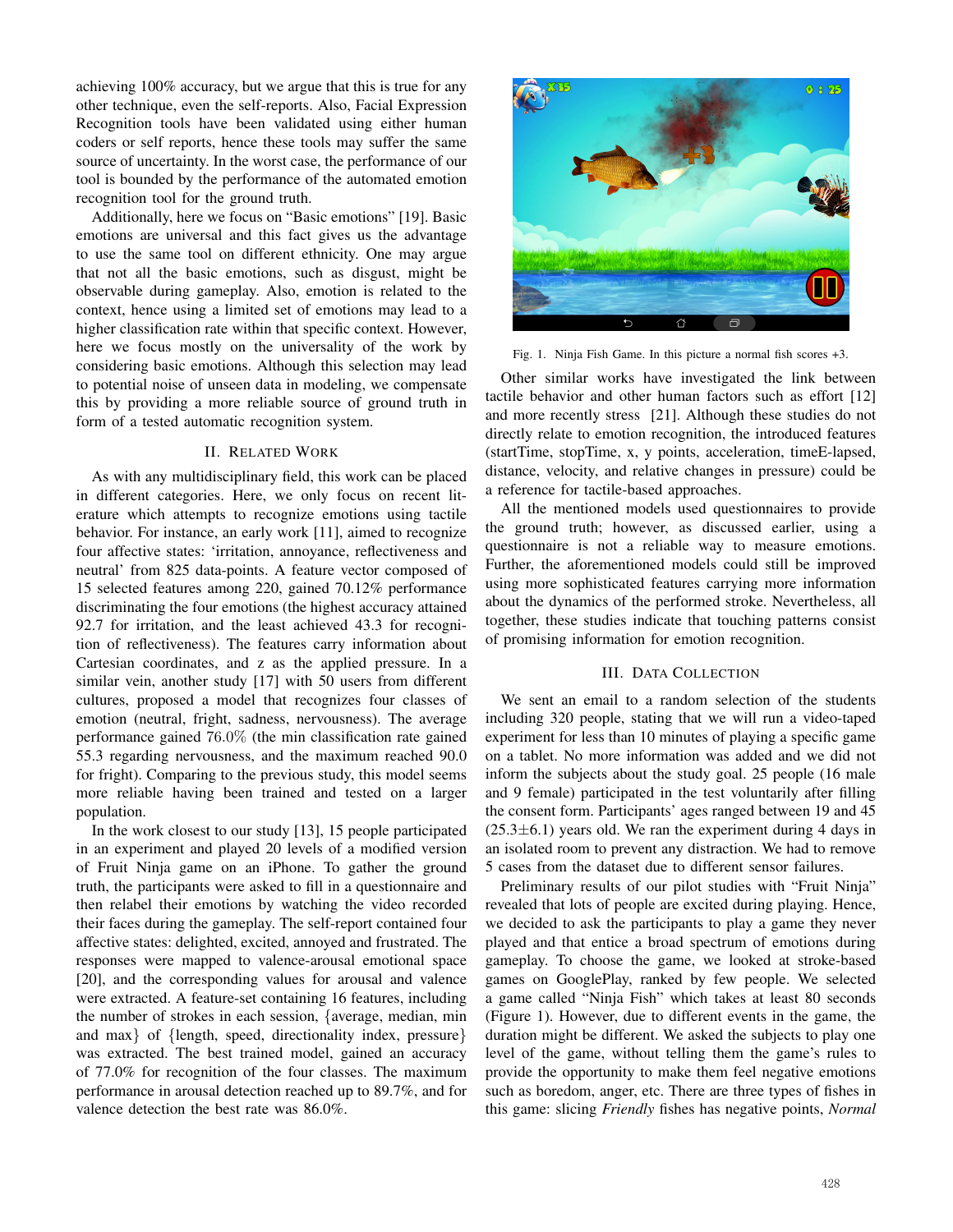achieving 100% accuracy, but we argue that this is true for any other technique, even the self-reports. Also, Facial Expression Recognition tools have been validated using either human coders or self reports, hence these tools may suffer the same source of uncertainty. In the worst case, the performance of our tool is bounded by the performance of the automated emotion recognition tool for the ground truth.

Additionally, here we focus on "Basic emotions" [19]. Basic emotions are universal and this fact gives us the advantage to use the same tool on different ethnicity. One may argue that not all the basic emotions, such as disgust, might be observable during gameplay. Also, emotion is related to the context, hence using a limited set of emotions may lead to a higher classification rate within that specific context. However, here we focus mostly on the universality of the work by considering basic emotions. Although this selection may lead to potential noise of unseen data in modeling, we compensate this by providing a more reliable source of ground truth in form of a tested automatic recognition system.

## II. Related Work

As with any multidisciplinary field, this work can be placed in different categories. Here, we only focus on recent literature which attempts to recognize emotions using tactile behavior. For instance, an early work [11], aimed to recognize four affective states: 'irritation, annoyance, reflectiveness and neutral' from 825 data-points. A feature vector composed of 15 selected features among 220, gained 70.12% performance discriminating the four emotions (the highest accuracy attained 92.7 for irritation, and the least achieved 43.3 for recognition of reflectiveness). The features carry information about Cartesian coordinates, and z as the applied pressure. In a similar vein, another study [17] with 50 users from different cultures, proposed a model that recognizes four classes of emotion (neutral, fright, sadness, nervousness). The average performance gained 76.0% (the min classification rate gained 55.3 regarding nervousness, and the maximum reached 90.0 for fright). Comparing to the previous study, this model seems more reliable having been trained and tested on a larger population.

In the work closest to our study [13], 15 people participated in an experiment and played 20 levels of a modified version of Fruit Ninja game on an iPhone. To gather the ground truth, the participants were asked to fill in a questionnaire and then relabel their emotions by watching the video recorded their faces during the gameplay. The self-report contained four affective states: delighted, excited, annoyed and frustrated. The responses were mapped to valence-arousal emotional space [20], and the corresponding values for arousal and valence were extracted. A feature-set containing 16 features, including the number of strokes in each session, {average, median, min and max} of {length, speed, directionality index, pressure} was extracted. The best trained model, gained an accuracy of 77.0% for recognition of the four classes. The maximum performance in arousal detection reached up to 89.7%, and for valence detection the best rate was 86.0%.

Fig. 1. Ninja Fish Game. In this picture a normal fish scores +3.

Other similar works have investigated the link between tactile behavior and other human factors such as effort [12] and more recently stress [21]. Although these studies do not directly relate to emotion recognition, the introduced features (startTime, stopTime, x, y points, acceleration, timeE-lapsed, distance, velocity, and relative changes in pressure) could be a reference for tactile-based approaches.

All the mentioned models used questionnaires to provide the ground truth; however, as discussed earlier, using a questionnaire is not a reliable way to measure emotions. Further, the aforementioned models could still be improved using more sophisticated features carrying more information about the dynamics of the performed stroke. Nevertheless, all together, these studies indicate that touching patterns consist of promising information for emotion recognition.

## III. Data Collection

We sent an email to a random selection of the students including 320 people, stating that we will run a video-taped experiment for less than 10 minutes of playing a specific game on a tablet. No more information was added and we did not inform the subjects about the study goal. 25 people (16 male and 9 female) participated in the test voluntarily after filling the consent form. Participants' ages ranged between 19 and 45 ($25.3 \pm 6.1$) years old. We ran the experiment during 4 days in an isolated room to prevent any distraction. We had to remove 5 cases from the dataset due to different sensor failures.

Preliminary results of our pilot studies with "Fruit Ninja" revealed that lots of people are excited during playing. Hence, we decided to ask the participants to play a game they never played and that entice a broad spectrum of emotions during gameplay. To choose the game, we looked at stroke-based games on GooglePlay, ranked by few people. We selected a game called "Ninja Fish" which takes at least 80 seconds (Figure 1). However, due to different events in the game, the duration might be different. We asked the subjects to play one level of the game, without telling them the game's rules to provide the opportunity to make them feel negative emotions such as boredom, anger, etc. There are three types of fishes in this game: slicing *Friendly* fishes has negative points, *Normal*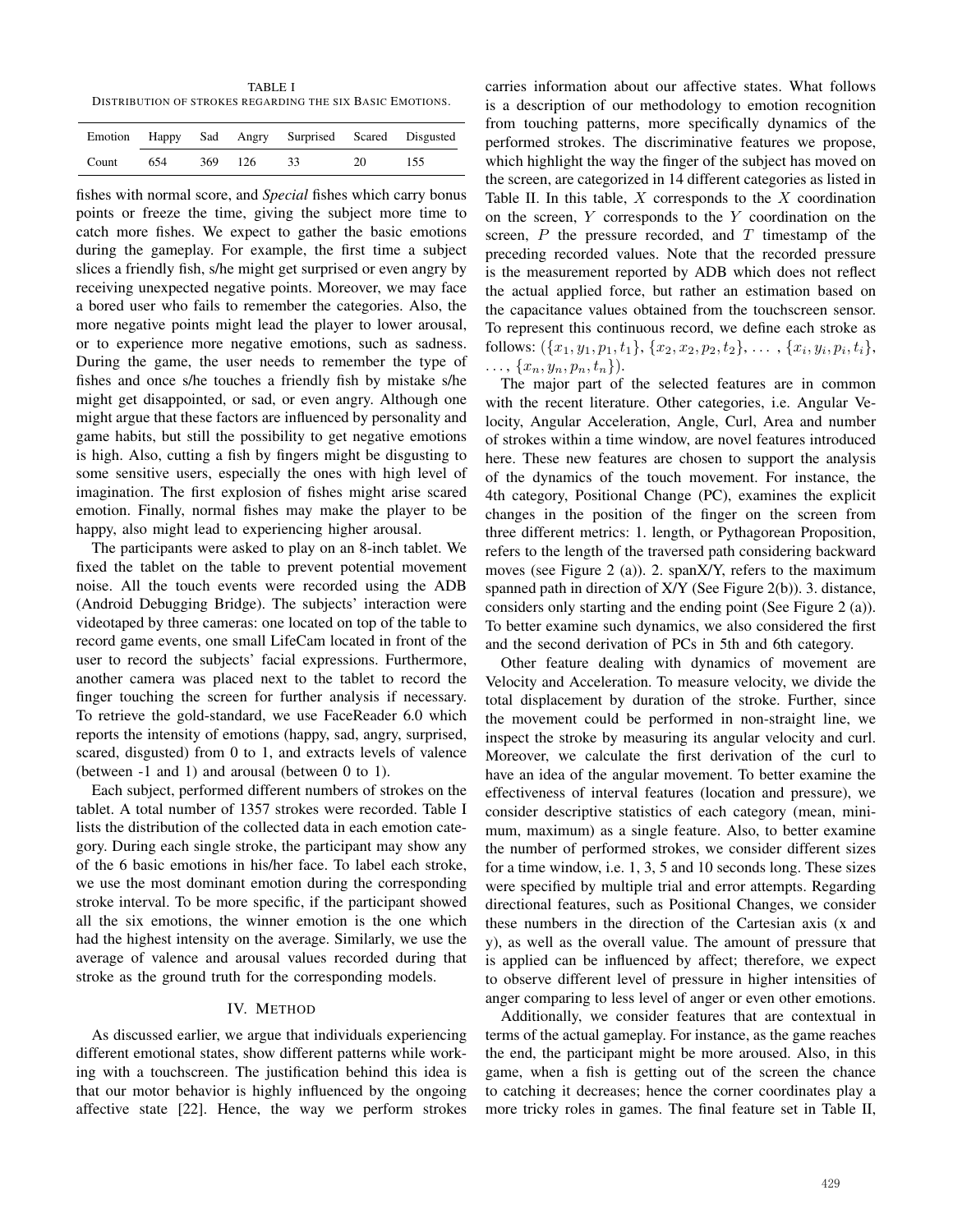TABLE I
DISTRIBUTION OF STROKES REGARDING THE SIX BASIC EMOTIONS.

| Emotion | Happy | Sad | Angry | Surprised | Scared | Disgusted |
|---|---|---|---|---|---|---|
| Count | 654 | 369 | 126 | 33 | 20 | 155 |

fishes with normal score, and *Special* fishes which carry bonus points or freeze the time, giving the subject more time to catch more fishes. We expect to gather the basic emotions during the gameplay. For example, the first time a subject slices a friendly fish, s/he might get surprised or even angry by receiving unexpected negative points. Moreover, we may face a bored user who fails to remember the categories. Also, the more negative points might lead the player to lower arousal, or to experience more negative emotions, such as sadness. During the game, the user needs to remember the type of fishes and once s/he touches a friendly fish by mistake s/he might get disappointed, or sad, or even angry. Although one might argue that these factors are influenced by personality and game habits, but still the possibility to get negative emotions is high. Also, cutting a fish by fingers might be disgusting to some sensitive users, especially the ones with high level of imagination. The first explosion of fishes might arise scared emotion. Finally, normal fishes may make the player to be happy, also might lead to experiencing higher arousal.

The participants were asked to play on an 8-inch tablet. We fixed the tablet on the table to prevent potential movement noise. All the touch events were recorded using the ADB (Android Debugging Bridge). The subjects' interaction were videotaped by three cameras: one located on top of the table to record game events, one small LifeCam located in front of the user to record the subjects' facial expressions. Furthermore, another camera was placed next to the tablet to record the finger touching the screen for further analysis if necessary. To retrieve the gold-standard, we use FaceReader 6.0 which reports the intensity of emotions (happy, sad, angry, surprised, scared, disgusted) from 0 to 1, and extracts levels of valence (between -1 and 1) and arousal (between 0 to 1).

Each subject, performed different numbers of strokes on the tablet. A total number of 1357 strokes were recorded. Table I lists the distribution of the collected data in each emotion category. During each single stroke, the participant may show any of the 6 basic emotions in his/her face. To label each stroke, we use the most dominant emotion during the corresponding stroke interval. To be more specific, if the participant showed all the six emotions, the winner emotion is the one which had the highest intensity on the average. Similarly, we use the average of valence and arousal values recorded during that stroke as the ground truth for the corresponding models.

## IV. METHOD

As discussed earlier, we argue that individuals experiencing different emotional states, show different patterns while working with a touchscreen. The justification behind this idea is that our motor behavior is highly influenced by the ongoing affective state [22]. Hence, the way we perform strokes carries information about our affective states. What follows is a description of our methodology to emotion recognition from touching patterns, more specifically dynamics of the performed strokes. The discriminative features we propose, which highlight the way the finger of the subject has moved on the screen, are categorized in 14 different categories as listed in Table II. In this table, $X$ corresponds to the $X$ coordination on the screen, $Y$ corresponds to the $Y$ coordination on the screen, $P$ the pressure recorded, and $T$ timestamp of the preceding recorded values. Note that the recorded pressure is the measurement reported by ADB which does not reflect the actual applied force, but rather an estimation based on the capacitance values obtained from the touchscreen sensor. To represent this continuous record, we define each stroke as follows: $(\{x_1, y_1, p_1, t_1\}, \{x_2, x_2, p_2, t_2\}, \ldots, \{x_i, y_i, p_i, t_i\}, \ldots, \{x_n, y_n, p_n, t_n\})$.

The major part of the selected features are in common with the recent literature. Other categories, i.e. Angular Velocity, Angular Acceleration, Angle, Curl, Area and number of strokes within a time window, are novel features introduced here. These new features are chosen to support the analysis of the dynamics of the touch movement. For instance, the 4th category, Positional Change (PC), examines the explicit changes in the position of the finger on the screen from three different metrics: 1. length, or Pythagorean Proposition, refers to the length of the traversed path considering backward moves (see Figure 2 (a)). 2. spanX/Y, refers to the maximum spanned path in direction of X/Y (See Figure 2(b)). 3. distance, considers only starting and the ending point (See Figure 2 (a)). To better examine such dynamics, we also considered the first and the second derivation of PCs in 5th and 6th category.

Other feature dealing with dynamics of movement are Velocity and Acceleration. To measure velocity, we divide the total displacement by duration of the stroke. Further, since the movement could be performed in non-straight line, we inspect the stroke by measuring its angular velocity and curl. Moreover, we calculate the first derivation of the curl to have an idea of the angular movement. To better examine the effectiveness of interval features (location and pressure), we consider descriptive statistics of each category (mean, minimum, maximum) as a single feature. Also, to better examine the number of performed strokes, we consider different sizes for a time window, i.e. 1, 3, 5 and 10 seconds long. These sizes were specified by multiple trial and error attempts. Regarding directional features, such as Positional Changes, we consider these numbers in the direction of the Cartesian axis (x and y), as well as the overall value. The amount of pressure that is applied can be influenced by affect; therefore, we expect to observe different level of pressure in higher intensities of anger comparing to less level of anger or even other emotions.

Additionally, we consider features that are contextual in terms of the actual gameplay. For instance, as the game reaches the end, the participant might be more aroused. Also, in this game, when a fish is getting out of the screen the chance to catching it decreases; hence the corner coordinates play a more tricky roles in games. The final feature set in Table II,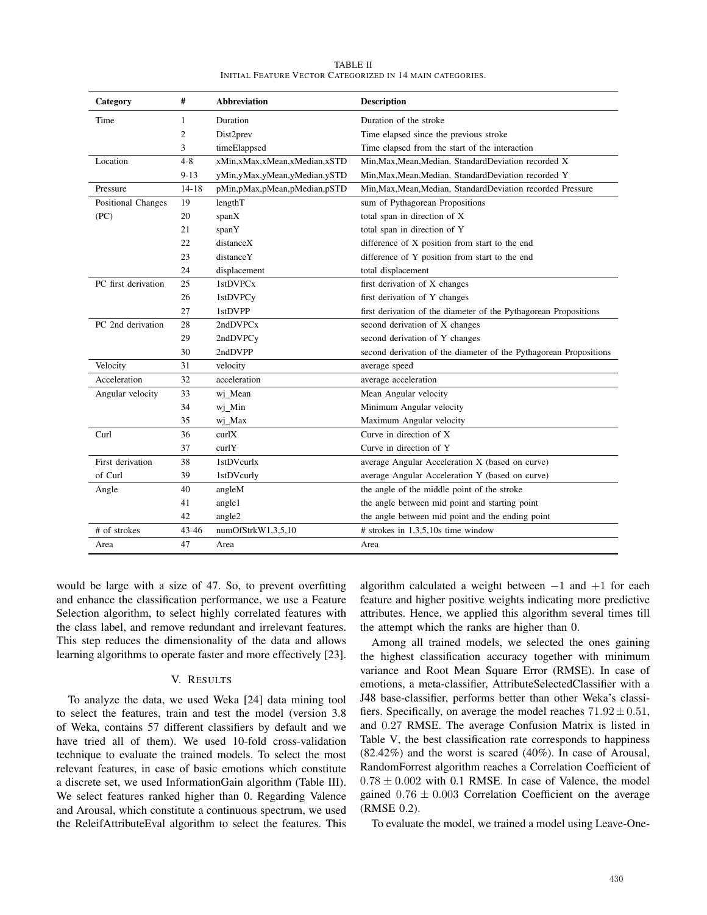TABLE II
INITIAL FEATURE VECTOR CATEGORIZED IN 14 MAIN CATEGORIES.

| Category | # | Abbreviation | Description |
|---|---|---|---|
| Time | 1 | Duration | Duration of the stroke |
| | 2 | Dist2prev | Time elapsed since the previous stroke |
| | 3 | timeElappsed | Time elapsed from the start of the interaction |
| Location | 4-8 | xMin,xMax,xMean,xMedian,xSTD | Min,Max,Mean,Median, StandardDeviation recorded X |
| | 9-13 | yMin,yMax,yMean,yMedian,ySTD | Min,Max,Mean,Median, StandardDeviation recorded Y |
| Pressure | 14-18 | pMin,pMax,pMean,pMedian,pSTD | Min,Max,Mean,Median, StandardDeviation recorded Pressure |
| Positional Changes | 19 | lengthT | sum of Pythagorean Propositions |
| (PC) | 20 | spanX | total span in direction of X |
| | 21 | spanY | total span in direction of Y |
| | 22 | distanceX | difference of X position from start to the end |
| | 23 | distanceY | difference of Y position from start to the end |
| | 24 | displacement | total displacement |
| PC first derivation | 25 | 1stDVPCx | first derivation of X changes |
| | 26 | 1stDVPCy | first derivation of Y changes |
| | 27 | 1stDVPP | first derivation of the diameter of the Pythagorean Propositions |
| PC 2nd derivation | 28 | 2ndDVPCx | second derivation of X changes |
| | 29 | 2ndDVPCy | second derivation of Y changes |
| | 30 | 2ndDVPP | second derivation of the diameter of the Pythagorean Propositions |
| Velocity | 31 | velocity | average speed |
| Acceleration | 32 | acceleration | average acceleration |
| Angular velocity | 33 | wj_Mean | Mean Angular velocity |
| | 34 | wj_Min | Minimum Angular velocity |
| | 35 | wj_Max | Maximum Angular velocity |
| Curl | 36 | curlX | Curve in direction of X |
| | 37 | curlY | Curve in direction of Y |
| First derivation | 38 | 1stDVcurlx | average Angular Acceleration X (based on curve) |
| of Curl | 39 | 1stDVcurly | average Angular Acceleration Y (based on curve) |
| Angle | 40 | angleM | the angle of the middle point of the stroke |
| | 41 | angle1 | the angle between mid point and starting point |
| | 42 | angle2 | the angle between mid point and the ending point |
| # of strokes | 43-46 | numOfStrkW1,3,5,10 | # strokes in 1,3,5,10s time window |
| Area | 47 | Area | Area |

would be large with a size of 47. So, to prevent overfitting and enhance the classification performance, we use a Feature Selection algorithm, to select highly correlated features with the class label, and remove redundant and irrelevant features. This step reduces the dimensionality of the data and allows learning algorithms to operate faster and more effectively [23].

## V. RESULTS

To analyze the data, we used Weka [24] data mining tool to select the features, train and test the model (version 3.8 of Weka, contains 57 different classifiers by default and we have tried all of them). We used 10-fold cross-validation technique to evaluate the trained models. To select the most relevant features, in case of basic emotions which constitute a discrete set, we used InformationGain algorithm (Table III). We select features ranked higher than 0. Regarding Valence and Arousal, which constitute a continuous spectrum, we used the ReleifAttributeEval algorithm to select the features. This algorithm calculated a weight between $-1$ and $+1$ for each feature and higher positive weights indicating more predictive attributes. Hence, we applied this algorithm several times till the attempt which the ranks are higher than 0.

Among all trained models, we selected the ones gaining the highest classification accuracy together with minimum variance and Root Mean Square Error (RMSE). In case of emotions, a meta-classifier, AttributeSelectedClassifier with a J48 base-classifier, performs better than other Weka's classifiers. Specifically, on average the model reaches $71.92 \pm 0.51$, and $0.27$ RMSE. The average Confusion Matrix is listed in Table V, the best classification rate corresponds to happiness (82.42%) and the worst is scared (40%). In case of Arousal, RandomForrest algorithm reaches a Correlation Coefficient of $0.78 \pm 0.002$ with 0.1 RMSE. In case of Valence, the model gained $0.76 \pm 0.003$ Correlation Coefficient on the average (RMSE 0.2).

To evaluate the model, we trained a model using Leave-One-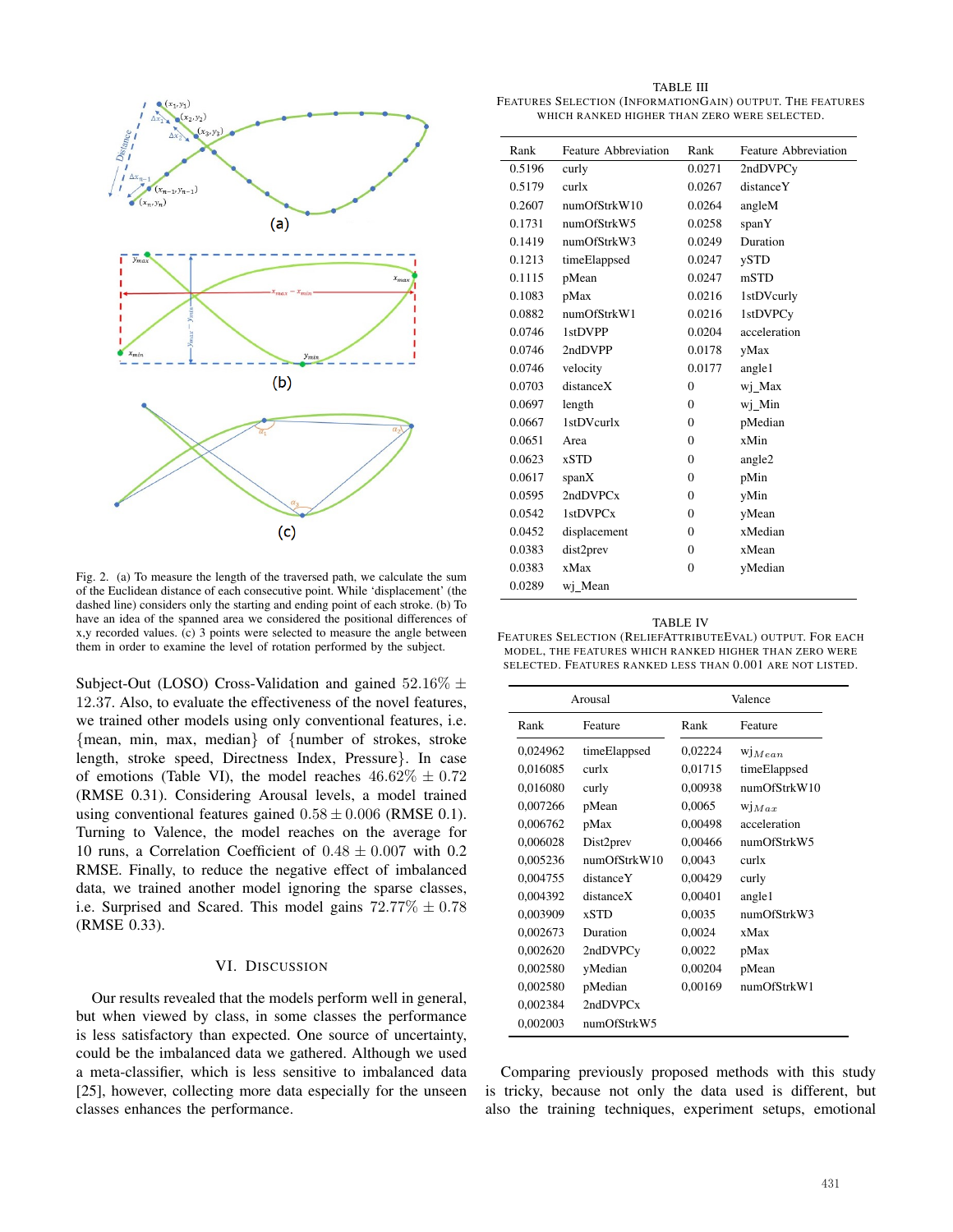Fig. 2. (a) To measure the length of the traversed path, we calculate the sum of the Euclidean distance of each consecutive point. While 'displacement' (the dashed line) considers only the starting and ending point of each stroke. (b) To have an idea of the spanned area we considered the positional differences of x,y recorded values. (c) 3 points were selected to measure the angle between them in order to examine the level of rotation performed by the subject.

Subject-Out (LOSO) Cross-Validation and gained 52.16% $\pm$ 12.37. Also, to evaluate the effectiveness of the novel features, we trained other models using only conventional features, i.e. {mean, min, max, median} of {number of strokes, stroke length, stroke speed, Directness Index, Pressure}. In case of emotions (Table VI), the model reaches 46.62% $\pm$ 0.72 (RMSE 0.31). Considering Arousal levels, a model trained using conventional features gained $0.58 \pm 0.006$ (RMSE 0.1). Turning to Valence, the model reaches on the average for 10 runs, a Correlation Coefficient of $0.48 \pm 0.007$ with 0.2 RMSE. Finally, to reduce the negative effect of imbalanced data, we trained another model ignoring the sparse classes, i.e. Surprised and Scared. This model gains 72.77% $\pm$ 0.78 (RMSE 0.33).

## VI. Discussion

Our results revealed that the models perform well in general, but when viewed by class, in some classes the performance is less satisfactory than expected. One source of uncertainty, could be the imbalanced data we gathered. Although we used a meta-classifier, which is less sensitive to imbalanced data [25], however, collecting more data especially for the unseen classes enhances the performance.

TABLE III
Features Selection (InformationGain) output. The features which ranked higher than zero were selected.

| Rank | Feature Abbreviation | Rank | Feature Abbreviation |
|---|---|---|---|
| 0.5196 | curly | 0.0271 | 2ndDVPCy |
| 0.5179 | curlx | 0.0267 | distanceY |
| 0.2607 | numOfStrkW10 | 0.0264 | angleM |
| 0.1731 | numOfStrkW5 | 0.0258 | spanY |
| 0.1419 | numOfStrkW3 | 0.0249 | Duration |
| 0.1213 | timeElappsed | 0.0247 | ySTD |
| 0.1115 | pMean | 0.0247 | mSTD |
| 0.1083 | pMax | 0.0216 | 1stDVcurly |
| 0.0882 | numOfStrkW1 | 0.0216 | 1stDVPCy |
| 0.0746 | 1stDVPP | 0.0204 | acceleration |
| 0.0746 | 2ndDVPP | 0.0178 | yMax |
| 0.0746 | velocity | 0.0177 | angle1 |
| 0.0703 | distanceX | 0 | wj_Max |
| 0.0697 | length | 0 | wj_Min |
| 0.0667 | 1stDVcurlx | 0 | pMedian |
| 0.0651 | Area | 0 | xMin |
| 0.0623 | xSTD | 0 | angle2 |
| 0.0617 | spanX | 0 | pMin |
| 0.0595 | 2ndDVPCx | 0 | yMin |
| 0.0542 | 1stDVPCx | 0 | yMean |
| 0.0452 | displacement | 0 | xMedian |
| 0.0383 | dist2prev | 0 | xMean |
| 0.0383 | xMax | 0 | yMedian |
| 0.0289 | wj_Mean | | |

TABLE IV
Features Selection (ReliefAttributeEval) output. For each model, the features which ranked higher than zero were selected. Features ranked less than 0.001 are not listed.

| Arousal | | Valence | |
|---|---|---|---|
| Rank | Feature | Rank | Feature |
| 0,024962 | timeElappsed | 0,02224 | $wj_{Mean}$ |
| 0,016085 | curlx | 0,01715 | timeElappsed |
| 0,016080 | curly | 0,00938 | numOfStrkW10 |
| 0,007266 | pMean | 0,0065 | $wj_{Max}$ |
| 0,006762 | pMax | 0,00498 | acceleration |
| 0,006028 | Dist2prev | 0,00466 | numOfStrkW5 |
| 0,005236 | numOfStrkW10 | 0,0043 | curlx |
| 0,004755 | distanceY | 0,00429 | curly |
| 0,004392 | distanceX | 0,00401 | angle1 |
| 0,003909 | xSTD | 0,0035 | numOfStrkW3 |
| 0,002673 | Duration | 0,0024 | xMax |
| 0,002620 | 2ndDVPCy | 0,0022 | pMax |
| 0,002580 | yMedian | 0,00204 | pMean |
| 0,002580 | pMedian | 0,00169 | numOfStrkW1 |
| 0,002384 | 2ndDVPCx | | |
| 0,002003 | numOfStrkW5 | | |

Comparing previously proposed methods with this study is tricky, because not only the data used is different, but also the training techniques, experiment setups, emotional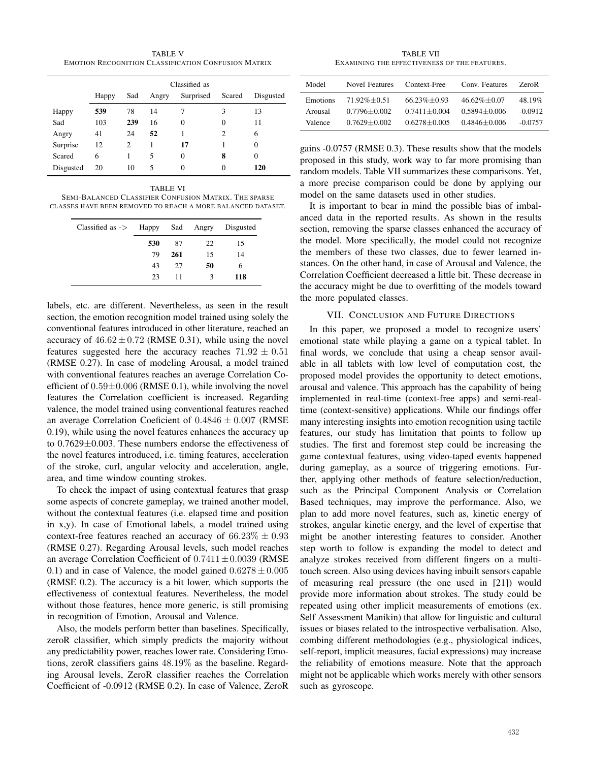TABLE V
Emotion Recognition Classification Confusion Matrix

| | Classified as | | | | | |
|---|---|---|---|---|---|---|
| | Happy | Sad | Angry | Surprised | Scared | Disgusted |
| Happy | **539** | 78 | 14 | 7 | 3 | 13 |
| Sad | 103 | **239** | 16 | 0 | 0 | 11 |
| Angry | 41 | 24 | **52** | 1 | 2 | 6 |
| Surprise | 12 | 2 | 1 | **17** | 1 | 0 |
| Scared | 6 | 1 | 5 | 0 | **8** | 0 |
| Disgusted | 20 | 10 | 5 | 0 | 0 | **120** |

TABLE VI
Semi-Balanced Classifier Confusion Matrix. The sparse classes have been removed to reach a more balanced dataset.

| Classified as -> | Happy | Sad | Angry | Disgusted |
|---|---|---|---|---|
| | **530** | 87 | 22 | 15 |
| | 79 | **261** | 15 | 14 |
| | 43 | 27 | **50** | 6 |
| | 23 | 11 | 3 | **118** |

labels, etc. are different. Nevertheless, as seen in the result section, the emotion recognition model trained using solely the conventional features introduced in other literature, reached an accuracy of $46.62 \pm 0.72$ (RMSE 0.31), while using the novel features suggested here the accuracy reaches $71.92 \pm 0.51$ (RMSE 0.27). In case of modeling Arousal, a model trained with conventional features reaches an average Correlation Coefficient of $0.59 \pm 0.006$ (RMSE 0.1), while involving the novel features the Correlation coefficient is increased. Regarding valence, the model trained using conventional features reached an average Correlation Coeficient of $0.4846 \pm 0.007$ (RMSE 0.19), while using the novel features enhances the accuracy up to $0.7629 \pm 0.003$. These numbers endorse the effectiveness of the novel features introduced, i.e. timing features, acceleration of the stroke, curl, angular velocity and acceleration, angle, area, and time window counting strokes.

To check the impact of using contextual features that grasp some aspects of concrete gameplay, we trained another model, without the contextual features (i.e. elapsed time and position in x,y). In case of Emotional labels, a model trained using context-free features reached an accuracy of $66.23\% \pm 0.93$ (RMSE 0.27). Regarding Arousal levels, such model reaches an average Correlation Coefficient of $0.7411 \pm 0.0039$ (RMSE 0.1) and in case of Valence, the model gained $0.6278 \pm 0.005$ (RMSE 0.2). The accuracy is a bit lower, which supports the effectiveness of contextual features. Nevertheless, the model without those features, hence more generic, is still promising in recognition of Emotion, Arousal and Valence.

Also, the models perform better than baselines. Specifically, zeroR classifier, which simply predicts the majority without any predictability power, reaches lower rate. Considering Emotions, zeroR classifiers gains $48.19\%$ as the baseline. Regarding Arousal levels, ZeroR classifier reaches the Correlation Coefficient of -0.0912 (RMSE 0.2). In case of Valence, ZeroR gains -0.0757 (RMSE 0.3). These results show that the models proposed in this study, work way to far more promising than random models. Table VII summarizes these comparisons. Yet, a more precise comparison could be done by applying our model on the same datasets used in other studies.

TABLE VII
Examining the effectiveness of the features.

| Model | Novel Features | Context-Free | Conv. Features | ZeroR |
|---|---|---|---|---|
| Emotions | $71.92\% \pm 0.51$ | $66.23\% \pm 0.93$ | $46.62\% \pm 0.07$ | 48.19% |
| Arousal | $0.7796 \pm 0.002$ | $0.7411 \pm 0.004$ | $0.5894 \pm 0.006$ | -0.0912 |
| Valence | $0.7629 \pm 0.002$ | $0.6278 \pm 0.005$ | $0.4846 \pm 0.006$ | -0.0757 |

It is important to bear in mind the possible bias of imbalanced data in the reported results. As shown in the results section, removing the sparse classes enhanced the accuracy of the model. More specifically, the model could not recognize the members of these two classes, due to fewer learned instances. On the other hand, in case of Arousal and Valence, the Correlation Coefficient decreased a little bit. These decrease in the accuracy might be due to overfitting of the models toward the more populated classes.

## VII. Conclusion and Future Directions

In this paper, we proposed a model to recognize users' emotional state while playing a game on a typical tablet. In final words, we conclude that using a cheap sensor available in all tablets with low level of computation cost, the proposed model provides the opportunity to detect emotions, arousal and valence. This approach has the capability of being implemented in real-time (context-free apps) and semi-real-time (context-sensitive) applications. While our findings offer many interesting insights into emotion recognition using tactile features, our study has limitation that points to follow up studies. The first and foremost step could be increasing the game contextual features, using video-taped events happened during gameplay, as a source of triggering emotions. Further, applying other methods of feature selection/reduction, such as the Principal Component Analysis or Correlation Based techniques, may improve the performance. Also, we plan to add more novel features, such as, kinetic energy of strokes, angular kinetic energy, and the level of expertise that might be another interesting features to consider. Another step worth to follow is expanding the model to detect and analyze strokes received from different fingers on a multi-touch screen. Also using devices having inbuilt sensors capable of measuring real pressure (the one used in [21]) would provide more information about strokes. The study could be repeated using other implicit measurements of emotions (ex. Self Assessment Manikin) that allow for linguistic and cultural issues or biases related to the introspective verbalisation. Also, combing different methodologies (e.g., physiological indices, self-report, implicit measures, facial expressions) may increase the reliability of emotions measure. Note that the approach might not be applicable which works merely with other sensors such as gyroscope.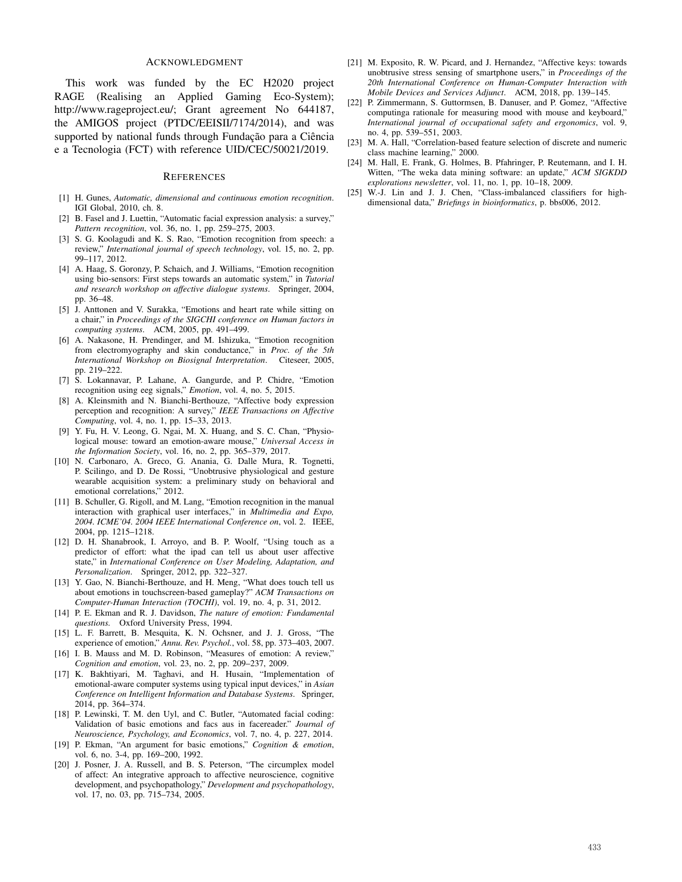## Acknowledgment

This work was funded by the EC H2020 project RAGE (Realising an Applied Gaming Eco-System); http://www.rageproject.eu/; Grant agreement No 644187, the AMIGOS project (PTDC/EEISII/7174/2014), and was supported by national funds through Fundação para a Ciência e a Tecnologia (FCT) with reference UID/CEC/50021/2019.

## References

[1] H. Gunes, *Automatic, dimensional and continuous emotion recognition*. IGI Global, 2010, ch. 8.

[2] B. Fasel and J. Luettin, "Automatic facial expression analysis: a survey," *Pattern recognition*, vol. 36, no. 1, pp. 259–275, 2003.

[3] S. G. Koolagudi and K. S. Rao, "Emotion recognition from speech: a review," *International journal of speech technology*, vol. 15, no. 2, pp. 99–117, 2012.

[4] A. Haag, S. Goronzy, P. Schaich, and J. Williams, "Emotion recognition using bio-sensors: First steps towards an automatic system," in *Tutorial and research workshop on affective dialogue systems*. Springer, 2004, pp. 36–48.

[5] J. Anttonen and V. Surakka, "Emotions and heart rate while sitting on a chair," in *Proceedings of the SIGCHI conference on Human factors in computing systems*. ACM, 2005, pp. 491–499.

[6] A. Nakasone, H. Prendinger, and M. Ishizuka, "Emotion recognition from electromyography and skin conductance," in *Proc. of the 5th International Workshop on Biosignal Interpretation*. Citeseer, 2005, pp. 219–222.

[7] S. Lokannavar, P. Lahane, A. Gangurde, and P. Chidre, "Emotion recognition using eeg signals," *Emotion*, vol. 4, no. 5, 2015.

[8] A. Kleinsmith and N. Bianchi-Berthouze, "Affective body expression perception and recognition: A survey," *IEEE Transactions on Affective Computing*, vol. 4, no. 1, pp. 15–33, 2013.

[9] Y. Fu, H. V. Leong, G. Ngai, M. X. Huang, and S. C. Chan, "Physiological mouse: toward an emotion-aware mouse," *Universal Access in the Information Society*, vol. 16, no. 2, pp. 365–379, 2017.

[10] N. Carbonaro, A. Greco, G. Anania, G. Dalle Mura, R. Tognetti, P. Scilingo, and D. De Rossi, "Unobtrusive physiological and gesture wearable acquisition system: a preliminary study on behavioral and emotional correlations," 2012.

[11] B. Schuller, G. Rigoll, and M. Lang, "Emotion recognition in the manual interaction with graphical user interfaces," in *Multimedia and Expo, 2004. ICME'04. 2004 IEEE International Conference on*, vol. 2. IEEE, 2004, pp. 1215–1218.

[12] D. H. Shanabrook, I. Arroyo, and B. P. Woolf, "Using touch as a predictor of effort: what the ipad can tell us about user affective state," in *International Conference on User Modeling, Adaptation, and Personalization*. Springer, 2012, pp. 322–327.

[13] Y. Gao, N. Bianchi-Berthouze, and H. Meng, "What does touch tell us about emotions in touchscreen-based gameplay?" *ACM Transactions on Computer-Human Interaction (TOCHI)*, vol. 19, no. 4, p. 31, 2012.

[14] P. E. Ekman and R. J. Davidson, *The nature of emotion: Fundamental questions.* Oxford University Press, 1994.

[15] L. F. Barrett, B. Mesquita, K. N. Ochsner, and J. J. Gross, "The experience of emotion," *Annu. Rev. Psychol.*, vol. 58, pp. 373–403, 2007.

[16] I. B. Mauss and M. D. Robinson, "Measures of emotion: A review," *Cognition and emotion*, vol. 23, no. 2, pp. 209–237, 2009.

[17] K. Bakhtiyari, M. Taghavi, and H. Husain, "Implementation of emotional-aware computer systems using typical input devices," in *Asian Conference on Intelligent Information and Database Systems*. Springer, 2014, pp. 364–374.

[18] P. Lewinski, T. M. den Uyl, and C. Butler, "Automated facial coding: Validation of basic emotions and facs aus in facereader." *Journal of Neuroscience, Psychology, and Economics*, vol. 7, no. 4, p. 227, 2014.

[19] P. Ekman, "An argument for basic emotions," *Cognition & emotion*, vol. 6, no. 3-4, pp. 169–200, 1992.

[20] J. Posner, J. A. Russell, and B. S. Peterson, "The circumplex model of affect: An integrative approach to affective neuroscience, cognitive development, and psychopathology," *Development and psychopathology*, vol. 17, no. 03, pp. 715–734, 2005.

[21] M. Exposito, R. W. Picard, and J. Hernandez, "Affective keys: towards unobtrusive stress sensing of smartphone users," in *Proceedings of the 20th International Conference on Human-Computer Interaction with Mobile Devices and Services Adjunct*. ACM, 2018, pp. 139–145.

[22] P. Zimmermann, S. Guttormsen, B. Danuser, and P. Gomez, "Affective computinga rationale for measuring mood with mouse and keyboard," *International journal of occupational safety and ergonomics*, vol. 9, no. 4, pp. 539–551, 2003.

[23] M. A. Hall, "Correlation-based feature selection of discrete and numeric class machine learning," 2000.

[24] M. Hall, E. Frank, G. Holmes, B. Pfahringer, P. Reutemann, and I. H. Witten, "The weka data mining software: an update," *ACM SIGKDD explorations newsletter*, vol. 11, no. 1, pp. 10–18, 2009.

[25] W.-J. Lin and J. J. Chen, "Class-imbalanced classifiers for high-dimensional data," *Briefings in bioinformatics*, p. bbs006, 2012.